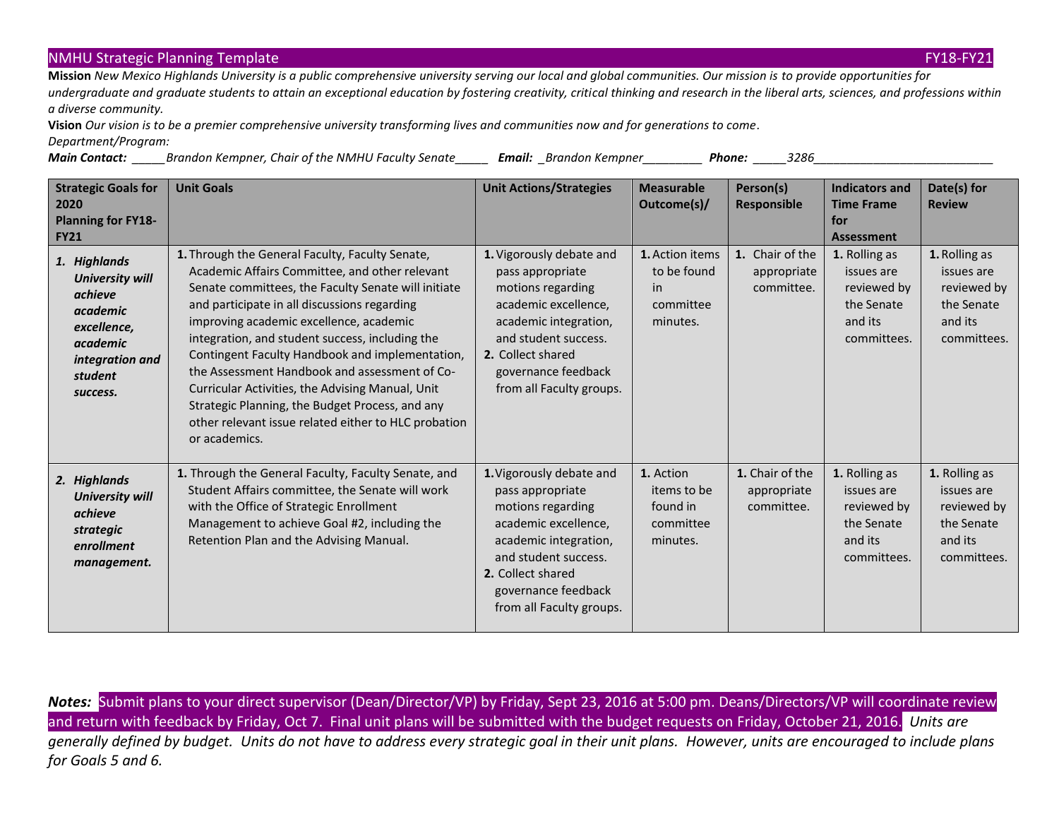NMHU Strategic Planning Template FY18-FY21

**Mission** *New Mexico Highlands University is a public comprehensive university serving our local and global communities. Our mission is to provide opportunities for undergraduate and graduate students to attain an exceptional education by fostering creativity, critical thinking and research in the liberal arts, sciences, and professions within a diverse community.*

**Vision** *Our vision is to be a premier comprehensive university transforming lives and communities now and for generations to come.*

*Department/Program:*

***Main Contact:*** *_____Brandon Kempner, Chair of the NMHU Faculty Senate_____* ***Email:*** *_Brandon Kempner_________* ***Phone:*** *_____3286____________________________*

| Strategic Goals for 2020 Planning for FY18-FY21 | Unit Goals | Unit Actions/Strategies | Measurable Outcome(s)/ | Person(s) Responsible | Indicators and Time Frame for Assessment | Date(s) for Review |
|---|---|---|---|---|---|---|
| ***1. Highlands University will achieve academic excellence, academic integration and student success.*** | **1.** Through the General Faculty, Faculty Senate, Academic Affairs Committee, and other relevant Senate committees, the Faculty Senate will initiate and participate in all discussions regarding improving academic excellence, academic integration, and student success, including the Contingent Faculty Handbook and implementation, the Assessment Handbook and assessment of Co-Curricular Activities, the Advising Manual, Unit Strategic Planning, the Budget Process, and any other relevant issue related either to HLC probation or academics. | **1.** Vigorously debate and pass appropriate motions regarding academic excellence, academic integration, and student success.<br>**2.** Collect shared governance feedback from all Faculty groups. | **1.** Action items to be found in committee minutes. | **1.** Chair of the appropriate committee. | **1.** Rolling as issues are reviewed by the Senate and its committees. | **1.** Rolling as issues are reviewed by the Senate and its committees. |
| ***2. Highlands University will achieve strategic enrollment management.*** | **1.** Through the General Faculty, Faculty Senate, and Student Affairs committee, the Senate will work with the Office of Strategic Enrollment Management to achieve Goal #2, including the Retention Plan and the Advising Manual. | **1.** Vigorously debate and pass appropriate motions regarding academic excellence, academic integration, and student success.<br>**2.** Collect shared governance feedback from all Faculty groups. | **1.** Action items to be found in committee minutes. | **1.** Chair of the appropriate committee. | **1.** Rolling as issues are reviewed by the Senate and its committees. | **1.** Rolling as issues are reviewed by the Senate and its committees. |

***Notes:*** Submit plans to your direct supervisor (Dean/Director/VP) by Friday, Sept 23, 2016 at 5:00 pm. Deans/Directors/VP will coordinate review and return with feedback by Friday, Oct 7. Final unit plans will be submitted with the budget requests on Friday, October 21, 2016. *Units are generally defined by budget. Units do not have to address every strategic goal in their unit plans. However, units are encouraged to include plans for Goals 5 and 6.*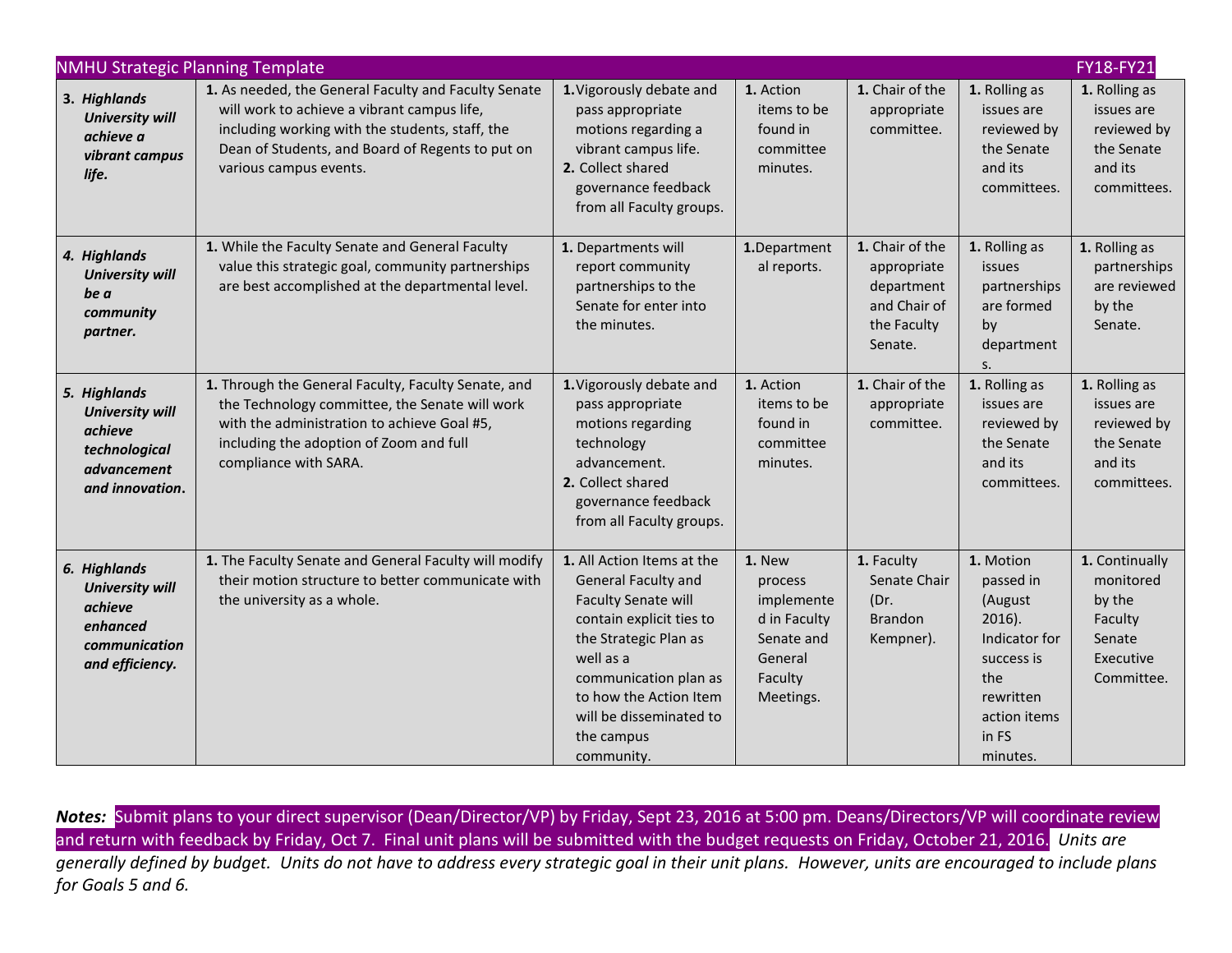NMHU Strategic Planning Template FY18-FY21

| | | | | | | |
|---|---|---|---|---|---|---|
| ***3. Highlands University will achieve a vibrant campus life.*** | **1.** As needed, the General Faculty and Faculty Senate will work to achieve a vibrant campus life, including working with the students, staff, the Dean of Students, and Board of Regents to put on various campus events. | **1.** Vigorously debate and pass appropriate motions regarding a vibrant campus life.<br>**2.** Collect shared governance feedback from all Faculty groups. | **1.** Action items to be found in committee minutes. | **1.** Chair of the appropriate committee. | **1.** Rolling as issues are reviewed by the Senate and its committees. | **1.** Rolling as issues are reviewed by the Senate and its committees. |
| ***4. Highlands University will be a community partner.*** | **1.** While the Faculty Senate and General Faculty value this strategic goal, community partnerships are best accomplished at the departmental level. | **1.** Departments will report community partnerships to the Senate for enter into the minutes. | **1.** Departmental reports. | **1.** Chair of the appropriate department and Chair of the Faculty Senate. | **1.** Rolling as issues partnerships are formed by departments. | **1.** Rolling as partnerships are reviewed by the Senate. |
| ***5. Highlands University will achieve technological advancement and innovation.*** | **1.** Through the General Faculty, Faculty Senate, and the Technology committee, the Senate will work with the administration to achieve Goal #5, including the adoption of Zoom and full compliance with SARA. | **1.** Vigorously debate and pass appropriate motions regarding technology advancement.<br>**2.** Collect shared governance feedback from all Faculty groups. | **1.** Action items to be found in committee minutes. | **1.** Chair of the appropriate committee. | **1.** Rolling as issues are reviewed by the Senate and its committees. | **1.** Rolling as issues are reviewed by the Senate and its committees. |
| ***6. Highlands University will achieve enhanced communication and efficiency.*** | **1.** The Faculty Senate and General Faculty will modify their motion structure to better communicate with the university as a whole. | **1.** All Action Items at the General Faculty and Faculty Senate will contain explicit ties to the Strategic Plan as well as a communication plan as to how the Action Item will be disseminated to the campus community. | **1.** New process implemented in Faculty Senate and General Faculty Meetings. | **1.** Faculty Senate Chair (Dr. Brandon Kempner). | **1.** Motion passed in (August 2016). Indicator for success is the rewritten action items in FS minutes. | **1.** Continually monitored by the Faculty Senate Executive Committee. |

***Notes:*** Submit plans to your direct supervisor (Dean/Director/VP) by Friday, Sept 23, 2016 at 5:00 pm. Deans/Directors/VP will coordinate review and return with feedback by Friday, Oct 7. Final unit plans will be submitted with the budget requests on Friday, October 21, 2016. *Units are generally defined by budget. Units do not have to address every strategic goal in their unit plans. However, units are encouraged to include plans for Goals 5 and 6.*